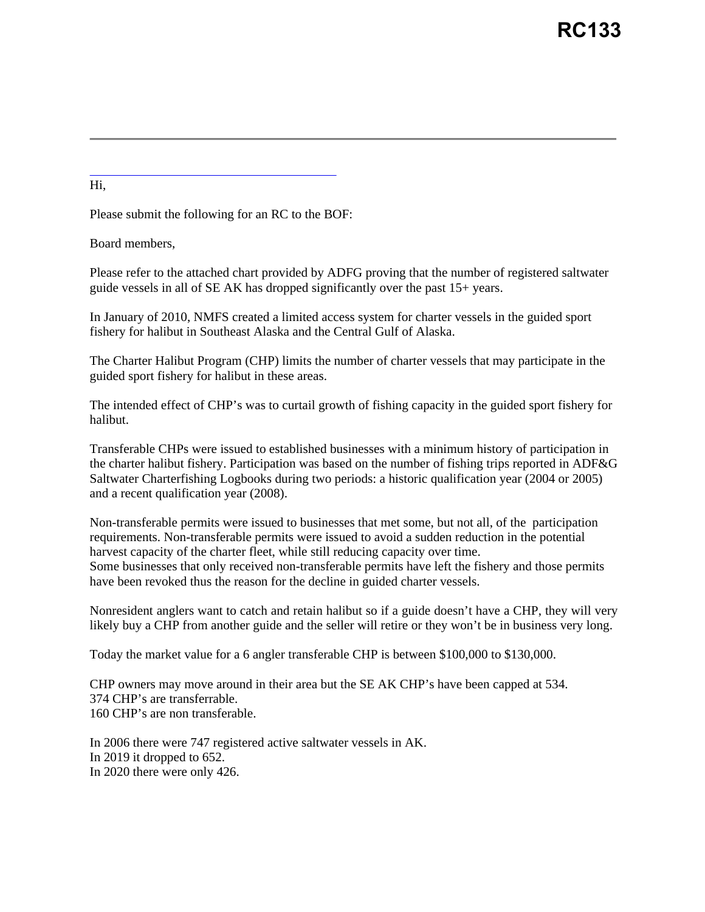# RC133

---

Hi,

Please submit the following for an RC to the BOF:

Board members,

Please refer to the attached chart provided by ADFG proving that the number of registered saltwater guide vessels in all of SE AK has dropped significantly over the past 15+ years.

In January of 2010, NMFS created a limited access system for charter vessels in the guided sport fishery for halibut in Southeast Alaska and the Central Gulf of Alaska.

The Charter Halibut Program (CHP) limits the number of charter vessels that may participate in the guided sport fishery for halibut in these areas.

The intended effect of CHP's was to curtail growth of fishing capacity in the guided sport fishery for halibut.

Transferable CHPs were issued to established businesses with a minimum history of participation in the charter halibut fishery. Participation was based on the number of fishing trips reported in ADF&G Saltwater Charterfishing Logbooks during two periods: a historic qualification year (2004 or 2005) and a recent qualification year (2008).

Non-transferable permits were issued to businesses that met some, but not all, of the participation requirements. Non-transferable permits were issued to avoid a sudden reduction in the potential harvest capacity of the charter fleet, while still reducing capacity over time.
Some businesses that only received non-transferable permits have left the fishery and those permits have been revoked thus the reason for the decline in guided charter vessels.

Nonresident anglers want to catch and retain halibut so if a guide doesn't have a CHP, they will very likely buy a CHP from another guide and the seller will retire or they won't be in business very long.

Today the market value for a 6 angler transferable CHP is between $100,000 to $130,000.

CHP owners may move around in their area but the SE AK CHP's have been capped at 534.
374 CHP's are transferrable.
160 CHP's are non transferable.

In 2006 there were 747 registered active saltwater vessels in AK.
In 2019 it dropped to 652.
In 2020 there were only 426.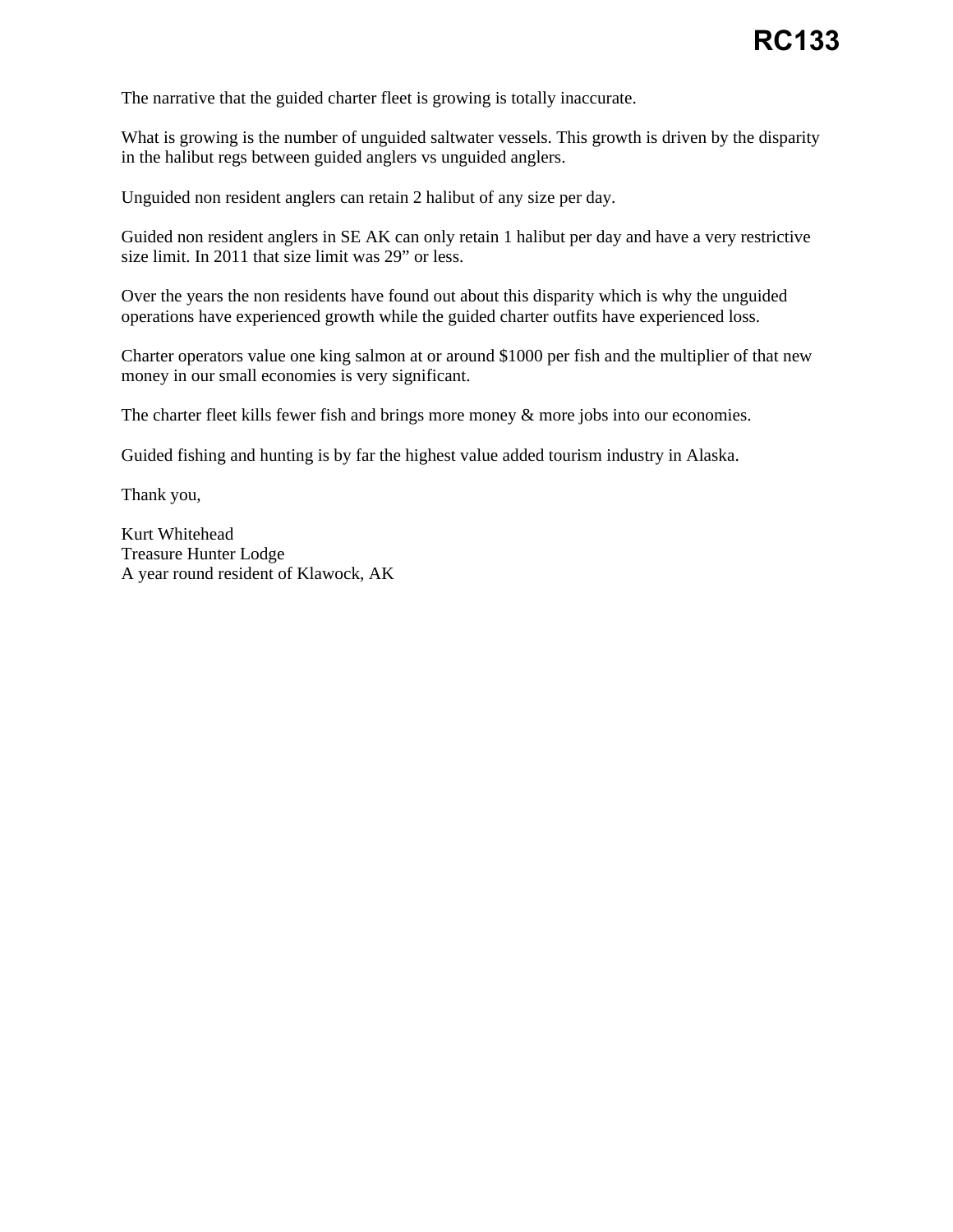RC133

The narrative that the guided charter fleet is growing is totally inaccurate.

What is growing is the number of unguided saltwater vessels. This growth is driven by the disparity in the halibut regs between guided anglers vs unguided anglers.

Unguided non resident anglers can retain 2 halibut of any size per day.

Guided non resident anglers in SE AK can only retain 1 halibut per day and have a very restrictive size limit. In 2011 that size limit was 29" or less.

Over the years the non residents have found out about this disparity which is why the unguided operations have experienced growth while the guided charter outfits have experienced loss.

Charter operators value one king salmon at or around $1000 per fish and the multiplier of that new money in our small economies is very significant.

The charter fleet kills fewer fish and brings more money & more jobs into our economies.

Guided fishing and hunting is by far the highest value added tourism industry in Alaska.

Thank you,

Kurt Whitehead
Treasure Hunter Lodge
A year round resident of Klawock, AK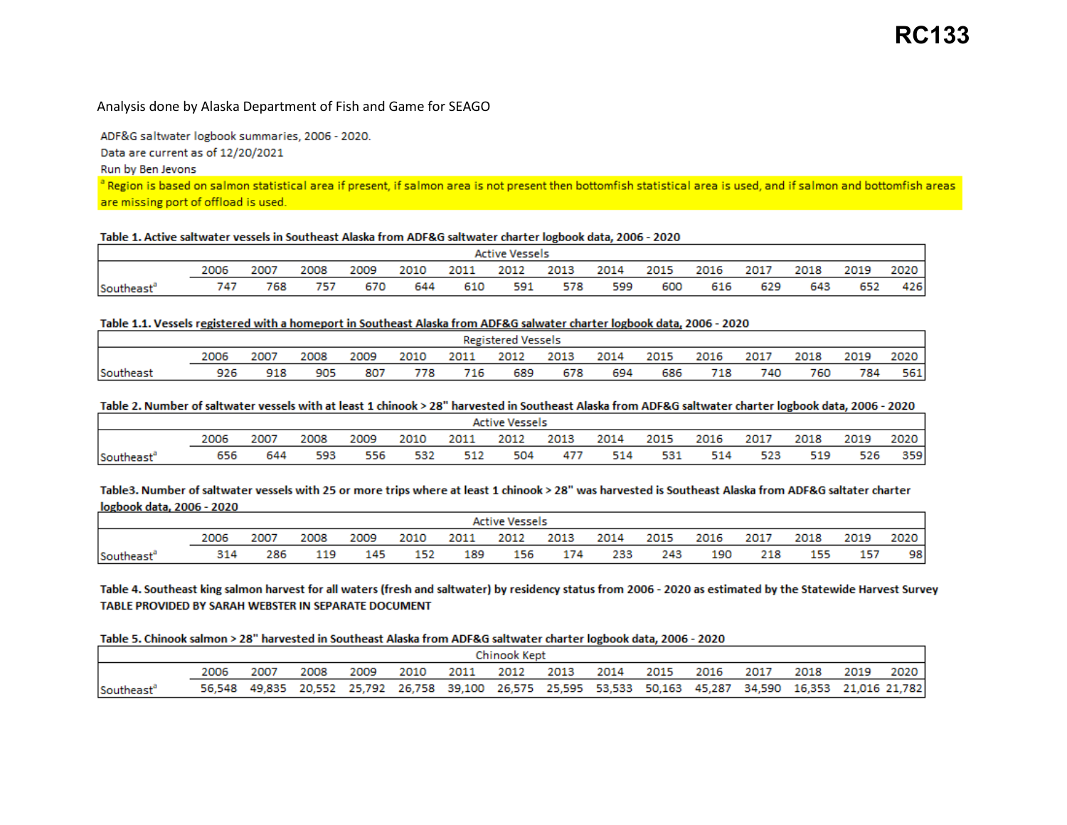# RC133

Analysis done by Alaska Department of Fish and Game for SEAGO

ADF&G saltwater logbook summaries, 2006 - 2020.
Data are current as of 12/20/2021
Run by Ben Jevons
[a] Region is based on salmon statistical area if present, if salmon area is not present then bottomfish statistical area is used, and if salmon and bottomfish areas are missing port of offload is used.

**Table 1. Active saltwater vessels in Southeast Alaska from ADF&G saltwater charter logbook data, 2006 - 2020**

| | Active Vessels | | | | | | | | | | | | | | |
|---|---|---|---|---|---|---|---|---|---|---|---|---|---|---|---|
| | 2006 | 2007 | 2008 | 2009 | 2010 | 2011 | 2012 | 2013 | 2014 | 2015 | 2016 | 2017 | 2018 | 2019 | 2020 |
| Southeast[a] | 747 | 768 | 757 | 670 | 644 | 610 | 591 | 578 | 599 | 600 | 616 | 629 | 643 | 652 | 426 |

**Table 1.1. Vessels registered with a homeport in Southeast Alaska from ADF&G salwater charter logbook data, 2006 - 2020**

| | Registered Vessels | | | | | | | | | | | | | | |
|---|---|---|---|---|---|---|---|---|---|---|---|---|---|---|---|
| | 2006 | 2007 | 2008 | 2009 | 2010 | 2011 | 2012 | 2013 | 2014 | 2015 | 2016 | 2017 | 2018 | 2019 | 2020 |
| Southeast | 926 | 918 | 905 | 807 | 778 | 716 | 689 | 678 | 694 | 686 | 718 | 740 | 760 | 784 | 561 |

**Table 2. Number of saltwater vessels with at least 1 chinook > 28" harvested in Southeast Alaska from ADF&G saltwater charter logbook data, 2006 - 2020**

| | Active Vessels | | | | | | | | | | | | | | |
|---|---|---|---|---|---|---|---|---|---|---|---|---|---|---|---|
| | 2006 | 2007 | 2008 | 2009 | 2010 | 2011 | 2012 | 2013 | 2014 | 2015 | 2016 | 2017 | 2018 | 2019 | 2020 |
| Southeast[a] | 656 | 644 | 593 | 556 | 532 | 512 | 504 | 477 | 514 | 531 | 514 | 523 | 519 | 526 | 359 |

**Table3. Number of saltwater vessels with 25 or more trips where at least 1 chinook > 28" was harvested is Southeast Alaska from ADF&G saltater charter logbook data, 2006 - 2020**

| | Active Vessels | | | | | | | | | | | | | | |
|---|---|---|---|---|---|---|---|---|---|---|---|---|---|---|---|
| | 2006 | 2007 | 2008 | 2009 | 2010 | 2011 | 2012 | 2013 | 2014 | 2015 | 2016 | 2017 | 2018 | 2019 | 2020 |
| Southeast[a] | 314 | 286 | 119 | 145 | 152 | 189 | 156 | 174 | 233 | 243 | 190 | 218 | 155 | 157 | 98 |

**Table 4. Southeast king salmon harvest for all waters (fresh and saltwater) by residency status from 2006 - 2020 as estimated by the Statewide Harvest Survey**
**TABLE PROVIDED BY SARAH WEBSTER IN SEPARATE DOCUMENT**

**Table 5. Chinook salmon > 28" harvested in Southeast Alaska from ADF&G saltwater charter logbook data, 2006 - 2020**

| | Chinook Kept | | | | | | | | | | | | | | |
|---|---|---|---|---|---|---|---|---|---|---|---|---|---|---|---|
| | 2006 | 2007 | 2008 | 2009 | 2010 | 2011 | 2012 | 2013 | 2014 | 2015 | 2016 | 2017 | 2018 | 2019 | 2020 |
| Southeast[a] | 56,548 | 49,835 | 20,552 | 25,792 | 26,758 | 39,100 | 26,575 | 25,595 | 53,533 | 50,163 | 45,287 | 34,590 | 16,353 | 21,016 | 21,782 |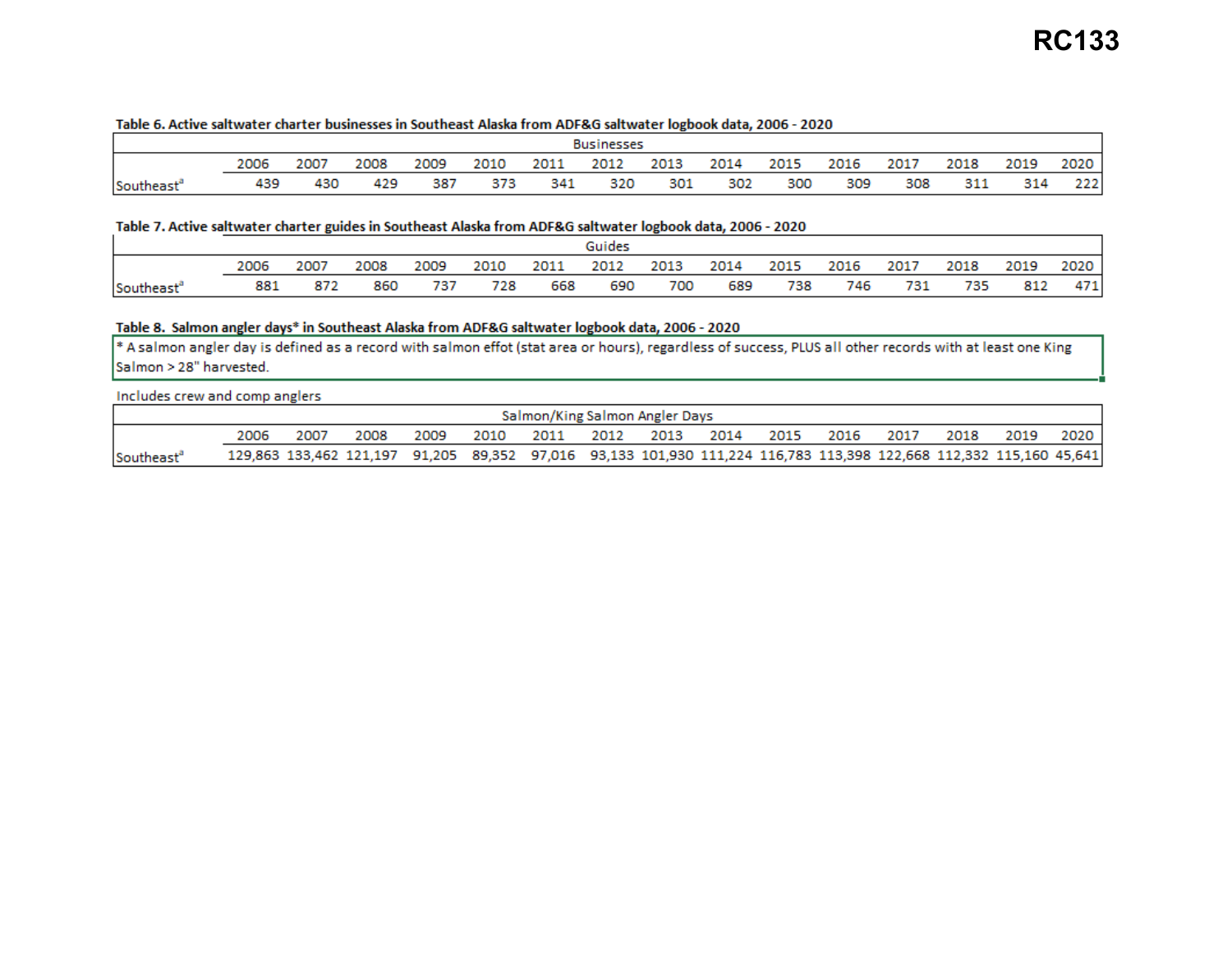**RC133**

**Table 6. Active saltwater charter businesses in Southeast Alaska from ADF&G saltwater logbook data, 2006 - 2020**

| | Businesses | | | | | | | | | | | | | | |
|---|---|---|---|---|---|---|---|---|---|---|---|---|---|---|---|
| | 2006 | 2007 | 2008 | 2009 | 2010 | 2011 | 2012 | 2013 | 2014 | 2015 | 2016 | 2017 | 2018 | 2019 | 2020 |
| Southeast[a] | 439 | 430 | 429 | 387 | 373 | 341 | 320 | 301 | 302 | 300 | 309 | 308 | 311 | 314 | 222 |

**Table 7. Active saltwater charter guides in Southeast Alaska from ADF&G saltwater logbook data, 2006 - 2020**

| | Guides | | | | | | | | | | | | | | |
|---|---|---|---|---|---|---|---|---|---|---|---|---|---|---|---|
| | 2006 | 2007 | 2008 | 2009 | 2010 | 2011 | 2012 | 2013 | 2014 | 2015 | 2016 | 2017 | 2018 | 2019 | 2020 |
| Southeast[a] | 881 | 872 | 860 | 737 | 728 | 668 | 690 | 700 | 689 | 738 | 746 | 731 | 735 | 812 | 471 |

**Table 8. Salmon angler days* in Southeast Alaska from ADF&G saltwater logbook data, 2006 - 2020**

* A salmon angler day is defined as a record with salmon effot (stat area or hours), regardless of success, PLUS all other records with at least one King Salmon > 28" harvested.

Includes crew and comp anglers

| | Salmon/King Salmon Angler Days | | | | | | | | | | | | | | |
|---|---|---|---|---|---|---|---|---|---|---|---|---|---|---|---|
| | 2006 | 2007 | 2008 | 2009 | 2010 | 2011 | 2012 | 2013 | 2014 | 2015 | 2016 | 2017 | 2018 | 2019 | 2020 |
| Southeast[a] | 129,863 | 133,462 | 121,197 | 91,205 | 89,352 | 97,016 | 93,133 | 101,930 | 111,224 | 116,783 | 113,398 | 122,668 | 112,332 | 115,160 | 45,641 |